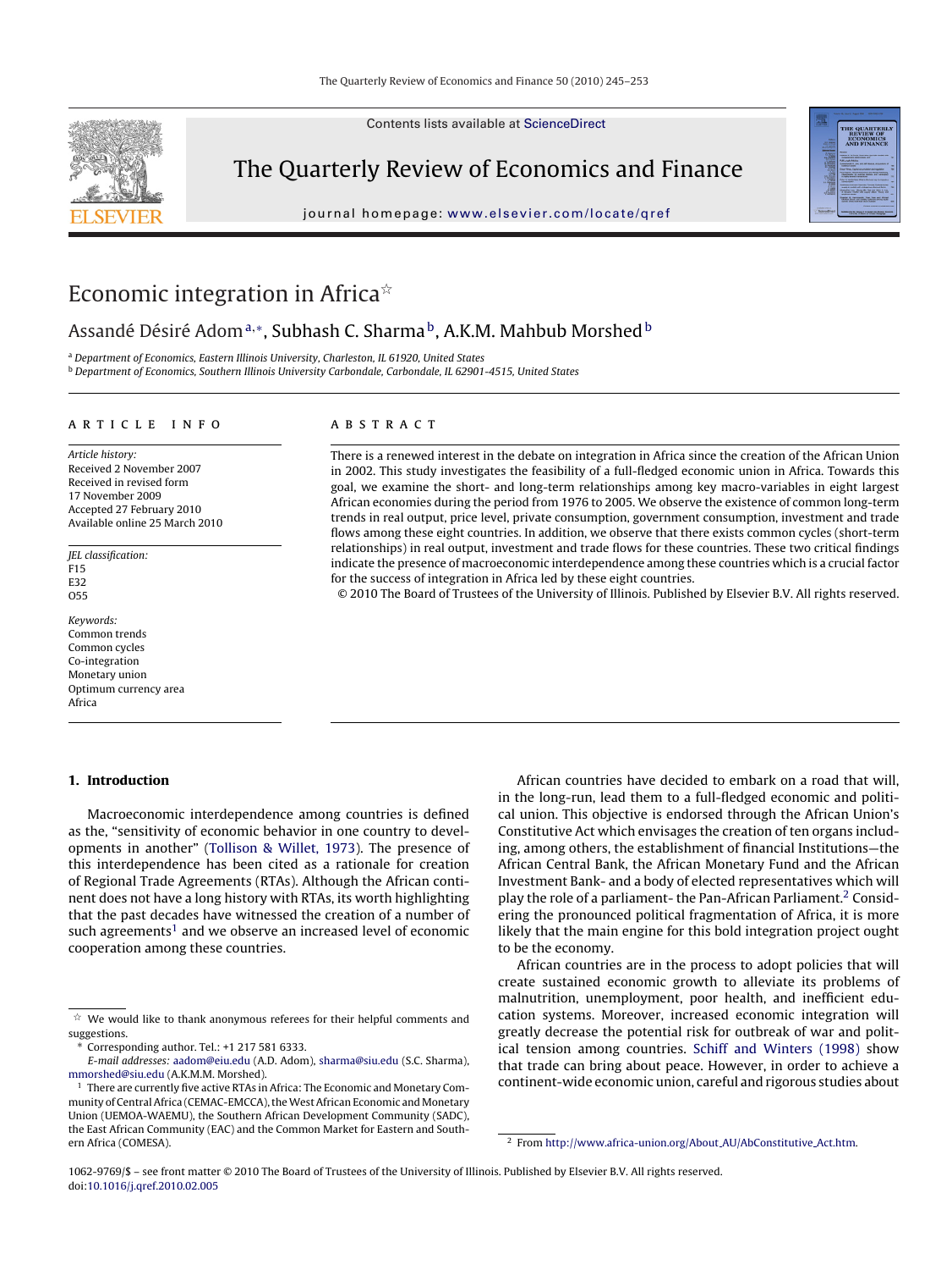# Economic integration in Africa[☆]

Assandé Désiré Adom[a,*], Subhash C. Sharma[b], A.K.M. Mahbub Morshed[b]

[a] Department of Economics, Eastern Illinois University, Charleston, IL 61920, United States
[b] Department of Economics, Southern Illinois University Carbondale, Carbondale, IL 62901-4515, United States

**ARTICLE INFO**

*Article history:*
Received 2 November 2007
Received in revised form
17 November 2009
Accepted 27 February 2010
Available online 25 March 2010

*JEL classification:*
F15
E32
O55

*Keywords:*
Common trends
Common cycles
Co-integration
Monetary union
Optimum currency area
Africa

**ABSTRACT**

There is a renewed interest in the debate on integration in Africa since the creation of the African Union in 2002. This study investigates the feasibility of a full-fledged economic union in Africa. Towards this goal, we examine the short- and long-term relationships among key macro-variables in eight largest African economies during the period from 1976 to 2005. We observe the existence of common long-term trends in real output, price level, private consumption, government consumption, investment and trade flows among these eight countries. In addition, we observe that there exists common cycles (short-term relationships) in real output, investment and trade flows for these countries. These two critical findings indicate the presence of macroeconomic interdependence among these countries which is a crucial factor for the success of integration in Africa led by these eight countries.

© 2010 The Board of Trustees of the University of Illinois. Published by Elsevier B.V. All rights reserved.

## 1. Introduction

Macroeconomic interdependence among countries is defined as the, "sensitivity of economic behavior in one country to developments in another" (Tollison & Willet, 1973). The presence of this interdependence has been cited as a rationale for creation of Regional Trade Agreements (RTAs). Although the African continent does not have a long history with RTAs, its worth highlighting that the past decades have witnessed the creation of a number of such agreements[1] and we observe an increased level of economic cooperation among these countries.

African countries have decided to embark on a road that will, in the long-run, lead them to a full-fledged economic and political union. This objective is endorsed through the African Union's Constitutive Act which envisages the creation of ten organs including, among others, the establishment of financial Institutions—the African Central Bank, the African Monetary Fund and the African Investment Bank- and a body of elected representatives which will play the role of a parliament- the Pan-African Parliament.[2] Considering the pronounced political fragmentation of Africa, it is more likely that the main engine for this bold integration project ought to be the economy.

African countries are in the process to adopt policies that will create sustained economic growth to alleviate its problems of malnutrition, unemployment, poor health, and inefficient education systems. Moreover, increased economic integration will greatly decrease the potential risk for outbreak of war and political tension among countries. Schiff and Winters (1998) show that trade can bring about peace. However, in order to achieve a continent-wide economic union, careful and rigorous studies about

---

☆ We would like to thank anonymous referees for their helpful comments and suggestions.

\* Corresponding author. Tel.: +1 217 581 6333.
*E-mail addresses:* aadom@eiu.edu (A.D. Adom), sharma@siu.edu (S.C. Sharma), mmorshed@siu.edu (A.K.M. Morshed).

[1] There are currently five active RTAs in Africa: The Economic and Monetary Community of Central Africa (CEMAC-EMCCA), the West African Economic and Monetary Union (UEMOA-WAEMU), the Southern African Development Community (SADC), the East African Community (EAC) and the Common Market for Eastern and Southern Africa (COMESA).

[2] From http://www.africa-union.org/About_AU/AbConstitutive_Act.htm.

1062-9769/$ – see front matter © 2010 The Board of Trustees of the University of Illinois. Published by Elsevier B.V. All rights reserved.
doi:10.1016/j.qref.2010.02.005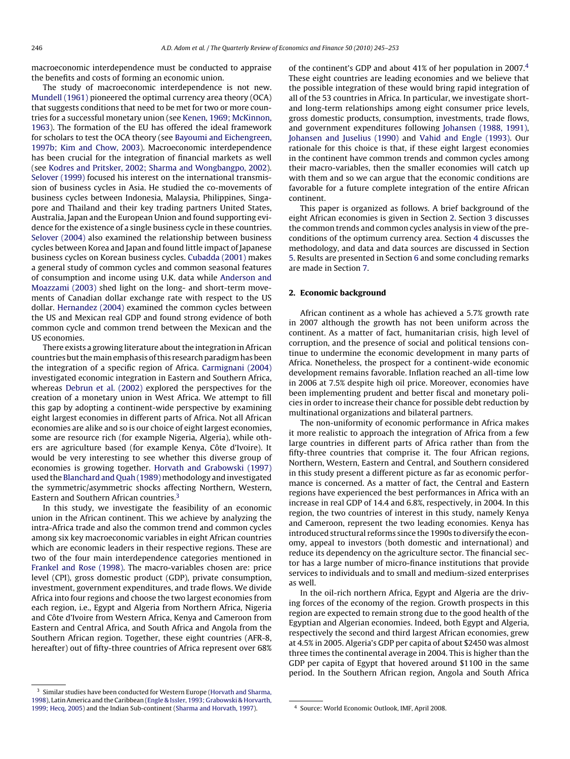macroeconomic interdependence must be conducted to appraise the benefits and costs of forming an economic union.

The study of macroeconomic interdependence is not new. Mundell (1961) pioneered the optimal currency area theory (OCA) that suggests conditions that need to be met for two or more countries for a successful monetary union (see Kenen, 1969; McKinnon, 1963). The formation of the EU has offered the ideal framework for scholars to test the OCA theory (see Bayoumi and Eichengreen, 1997b; Kim and Chow, 2003). Macroeconomic interdependence has been crucial for the integration of financial markets as well (see Kodres and Pritsker, 2002; Sharma and Wongbangpo, 2002). Selover (1999) focused his interest on the international transmission of business cycles in Asia. He studied the co-movements of business cycles between Indonesia, Malaysia, Philippines, Singapore and Thailand and their key trading partners United States, Australia, Japan and the European Union and found supporting evidence for the existence of a single business cycle in these countries. Selover (2004) also examined the relationship between business cycles between Korea and Japan and found little impact of Japanese business cycles on Korean business cycles. Cubadda (2001) makes a general study of common cycles and common seasonal features of consumption and income using U.K. data while Anderson and Moazzami (2003) shed light on the long- and short-term movements of Canadian dollar exchange rate with respect to the US dollar. Hernandez (2004) examined the common cycles between the US and Mexican real GDP and found strong evidence of both common cycle and common trend between the Mexican and the US economies.

There exists a growing literature about the integration in African countries but the main emphasis of this research paradigm has been the integration of a specific region of Africa. Carmignani (2004) investigated economic integration in Eastern and Southern Africa, whereas Debrun et al. (2002) explored the perspectives for the creation of a monetary union in West Africa. We attempt to fill this gap by adopting a continent-wide perspective by examining eight largest economies in different parts of Africa. Not all African economies are alike and so is our choice of eight largest economies, some are resource rich (for example Nigeria, Algeria), while others are agriculture based (for example Kenya, Côte d'Ivoire). It would be very interesting to see whether this diverse group of economies is growing together. Horvath and Grabowski (1997) used the Blanchard and Quah (1989) methodology and investigated the symmetric/asymmetric shocks affecting Northern, Western, Eastern and Southern African countries.[3]

In this study, we investigate the feasibility of an economic union in the African continent. This we achieve by analyzing the intra-Africa trade and also the common trend and common cycles among six key macroeconomic variables in eight African countries which are economic leaders in their respective regions. These are two of the four main interdependence categories mentioned in Frankel and Rose (1998). The macro-variables chosen are: price level (CPI), gross domestic product (GDP), private consumption, investment, government expenditures, and trade flows. We divide Africa into four regions and choose the two largest economies from each region, i.e., Egypt and Algeria from Northern Africa, Nigeria and Côte d'Ivoire from Western Africa, Kenya and Cameroon from Eastern and Central Africa, and South Africa and Angola from the Southern African region. Together, these eight countries (AFR-8, hereafter) out of fifty-three countries of Africa represent over 68% of the continent's GDP and about 41% of her population in 2007.[4] These eight countries are leading economies and we believe that the possible integration of these would bring rapid integration of all of the 53 countries in Africa. In particular, we investigate short- and long-term relationships among eight consumer price levels, gross domestic products, consumption, investments, trade flows, and government expenditures following Johansen (1988, 1991), Johansen and Juselius (1990) and Vahid and Engle (1993). Our rationale for this choice is that, if these eight largest economies in the continent have common trends and common cycles among their macro-variables, then the smaller economies will catch up with them and so we can argue that the economic conditions are favorable for a future complete integration of the entire African continent.

This paper is organized as follows. A brief background of the eight African economies is given in Section 2. Section 3 discusses the common trends and common cycles analysis in view of the preconditions of the optimum currency area. Section 4 discusses the methodology, and data and data sources are discussed in Section 5. Results are presented in Section 6 and some concluding remarks are made in Section 7.

## 2. Economic background

African continent as a whole has achieved a 5.7% growth rate in 2007 although the growth has not been uniform across the continent. As a matter of fact, humanitarian crisis, high level of corruption, and the presence of social and political tensions continue to undermine the economic development in many parts of Africa. Nonetheless, the prospect for a continent-wide economic development remains favorable. Inflation reached an all-time low in 2006 at 7.5% despite high oil price. Moreover, economies have been implementing prudent and better fiscal and monetary policies in order to increase their chance for possible debt reduction by multinational organizations and bilateral partners.

The non-uniformity of economic performance in Africa makes it more realistic to approach the integration of Africa from a few large countries in different parts of Africa rather than from the fifty-three countries that comprise it. The four African regions, Northern, Western, Eastern and Central, and Southern considered in this study present a different picture as far as economic performance is concerned. As a matter of fact, the Central and Eastern regions have experienced the best performances in Africa with an increase in real GDP of 14.4 and 6.8%, respectively, in 2004. In this region, the two countries of interest in this study, namely Kenya and Cameroon, represent the two leading economies. Kenya has introduced structural reforms since the 1990s to diversify the economy, appeal to investors (both domestic and international) and reduce its dependency on the agriculture sector. The financial sector has a large number of micro-finance institutions that provide services to individuals and to small and medium-sized enterprises as well.

In the oil-rich northern Africa, Egypt and Algeria are the driving forces of the economy of the region. Growth prospects in this region are expected to remain strong due to the good health of the Egyptian and Algerian economies. Indeed, both Egypt and Algeria, respectively the second and third largest African economies, grew at 4.5% in 2005. Algeria's GDP per capita of about $2450 was almost three times the continental average in 2004. This is higher than the GDP per capita of Egypt that hovered around $1100 in the same period. In the Southern African region, Angola and South Africa

---

[3] Similar studies have been conducted for Western Europe (Horvath and Sharma, 1998), Latin America and the Caribbean (Engle & Issler, 1993; Grabowski & Horvarth, 1999; Hecq, 2005) and the Indian Sub-continent (Sharma and Horvath, 1997).

[4] Source: World Economic Outlook, IMF, April 2008.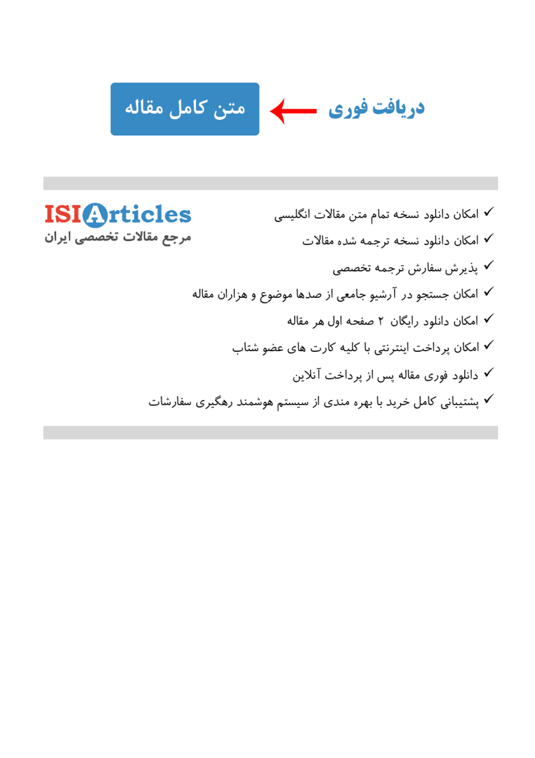دریافت فوری ← متن کامل مقاله

ISIArticles
مرجع مقالات تخصصی ایران

- ✓ امکان دانلود نسخه تمام متن مقالات انگلیسی
- ✓ امکان دانلود نسخه ترجمه شده مقالات
- ✓ پذیرش سفارش ترجمه تخصصی
- ✓ امکان جستجو در آرشیو جامعی از صدها موضوع و هزاران مقاله
- ✓ امکان دانلود رایگان ۲ صفحه اول هر مقاله
- ✓ امکان پرداخت اینترنتی با کلیه کارت های عضو شتاب
- ✓ دانلود فوری مقاله پس از پرداخت آنلاین
- ✓ پشتیبانی کامل خرید با بهره مندی از سیستم هوشمند رهگیری سفارشات